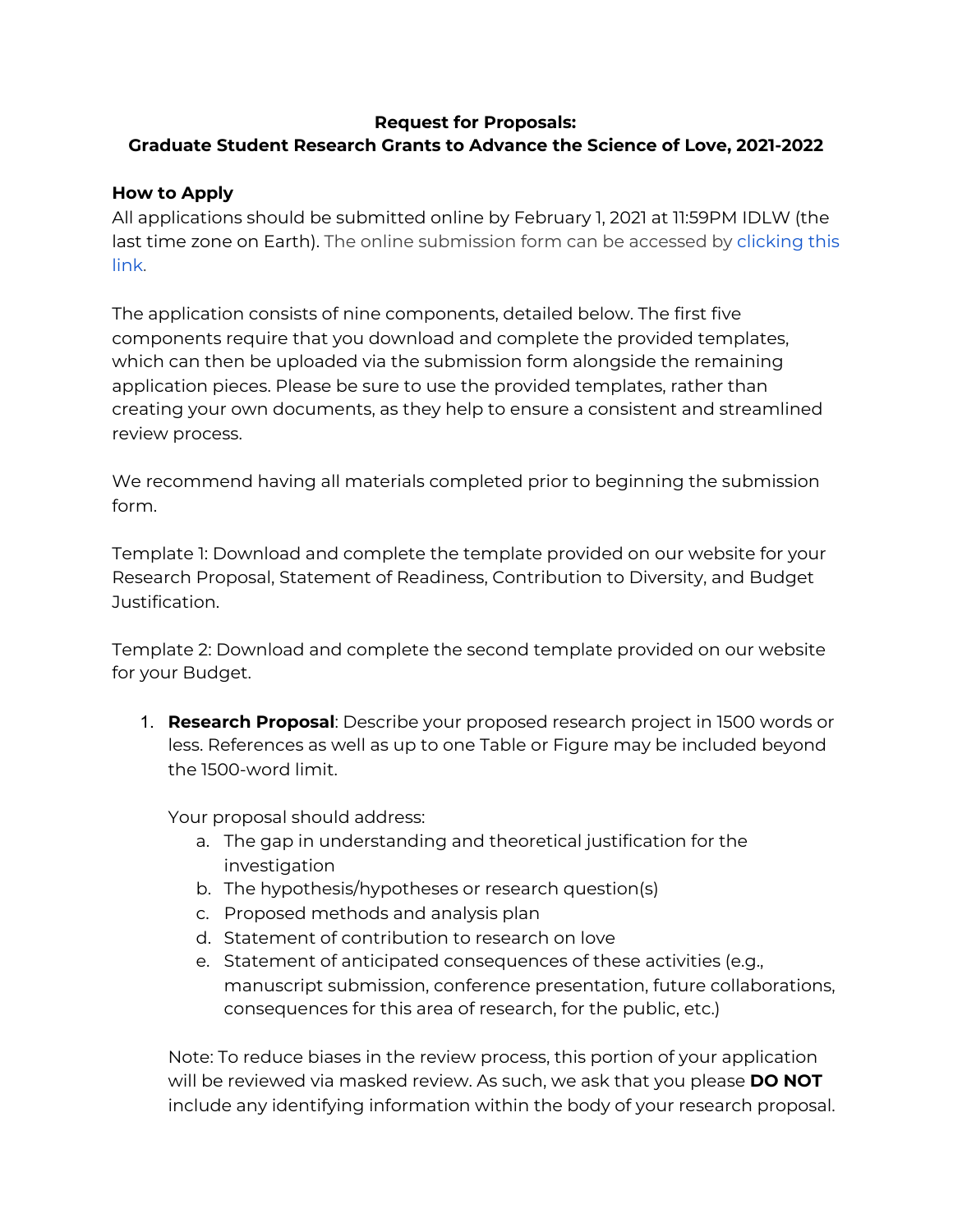**Request for Proposals:**
**Graduate Student Research Grants to Advance the Science of Love, 2021-2022**

**How to Apply**

All applications should be submitted online by February 1, 2021 at 11:59PM IDLW (the last time zone on Earth). The online submission form can be accessed by clicking this link.

The application consists of nine components, detailed below. The first five components require that you download and complete the provided templates, which can then be uploaded via the submission form alongside the remaining application pieces. Please be sure to use the provided templates, rather than creating your own documents, as they help to ensure a consistent and streamlined review process.

We recommend having all materials completed prior to beginning the submission form.

Template 1: Download and complete the template provided on our website for your Research Proposal, Statement of Readiness, Contribution to Diversity, and Budget Justification.

Template 2: Download and complete the second template provided on our website for your Budget.

1. **Research Proposal**: Describe your proposed research project in 1500 words or less. References as well as up to one Table or Figure may be included beyond the 1500-word limit.

   Your proposal should address:
   a. The gap in understanding and theoretical justification for the investigation
   b. The hypothesis/hypotheses or research question(s)
   c. Proposed methods and analysis plan
   d. Statement of contribution to research on love
   e. Statement of anticipated consequences of these activities (e.g., manuscript submission, conference presentation, future collaborations, consequences for this area of research, for the public, etc.)

   Note: To reduce biases in the review process, this portion of your application will be reviewed via masked review. As such, we ask that you please **DO NOT** include any identifying information within the body of your research proposal.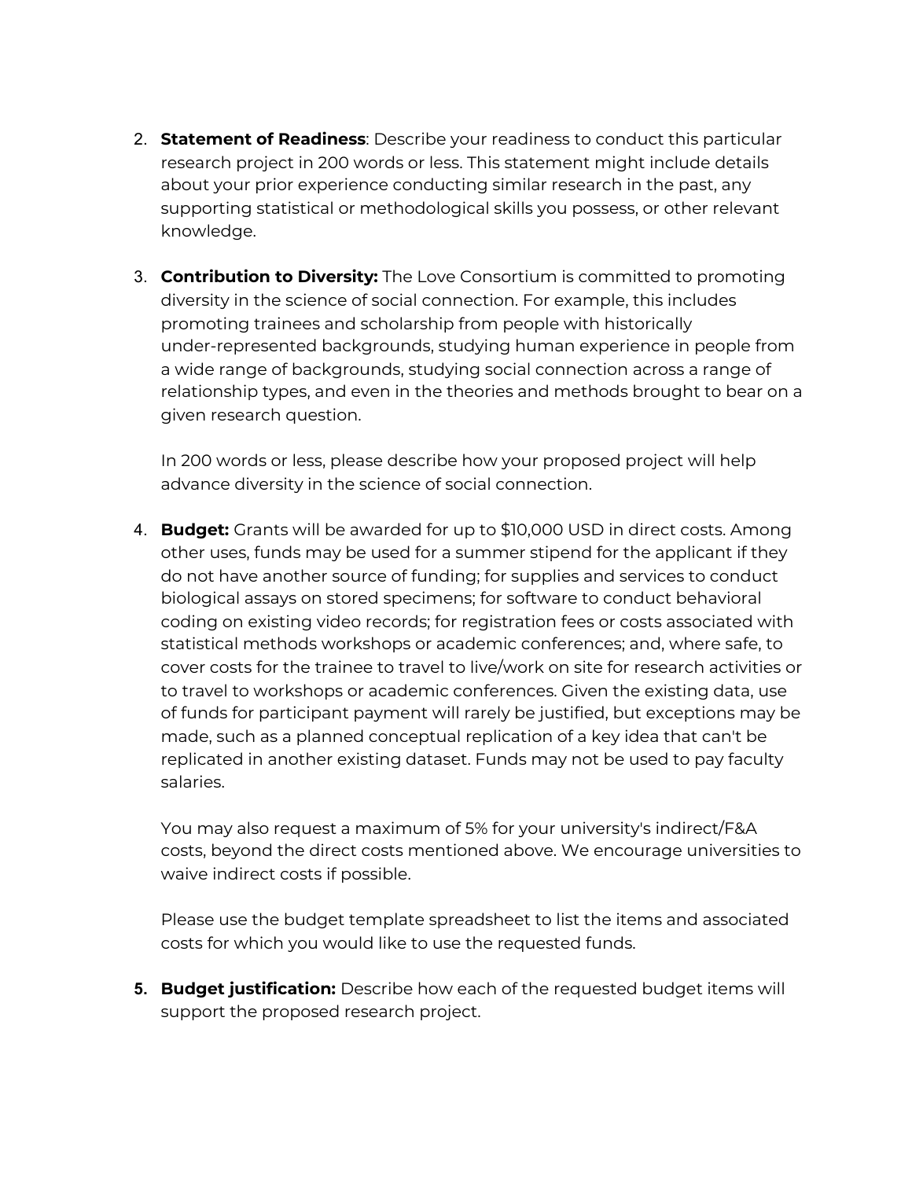2. **Statement of Readiness**: Describe your readiness to conduct this particular research project in 200 words or less. This statement might include details about your prior experience conducting similar research in the past, any supporting statistical or methodological skills you possess, or other relevant knowledge.

3. **Contribution to Diversity:** The Love Consortium is committed to promoting diversity in the science of social connection. For example, this includes promoting trainees and scholarship from people with historically under-represented backgrounds, studying human experience in people from a wide range of backgrounds, studying social connection across a range of relationship types, and even in the theories and methods brought to bear on a given research question.

   In 200 words or less, please describe how your proposed project will help advance diversity in the science of social connection.

4. **Budget:** Grants will be awarded for up to $10,000 USD in direct costs. Among other uses, funds may be used for a summer stipend for the applicant if they do not have another source of funding; for supplies and services to conduct biological assays on stored specimens; for software to conduct behavioral coding on existing video records; for registration fees or costs associated with statistical methods workshops or academic conferences; and, where safe, to cover costs for the trainee to travel to live/work on site for research activities or to travel to workshops or academic conferences. Given the existing data, use of funds for participant payment will rarely be justified, but exceptions may be made, such as a planned conceptual replication of a key idea that can't be replicated in another existing dataset. Funds may not be used to pay faculty salaries.

   You may also request a maximum of 5% for your university's indirect/F&A costs, beyond the direct costs mentioned above. We encourage universities to waive indirect costs if possible.

   Please use the budget template spreadsheet to list the items and associated costs for which you would like to use the requested funds.

5. **Budget justification:** Describe how each of the requested budget items will support the proposed research project.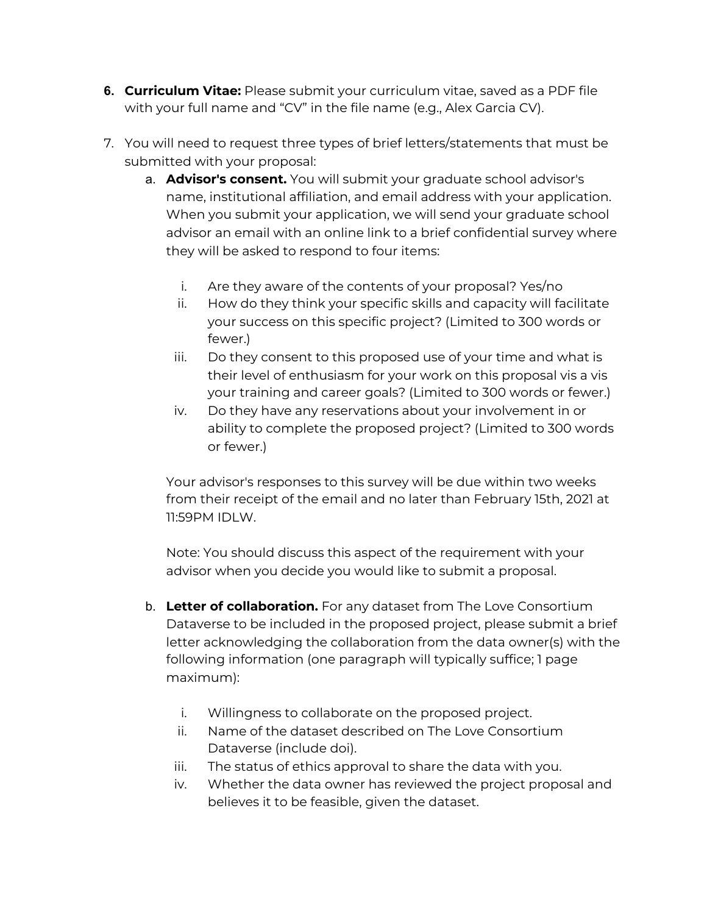6. **Curriculum Vitae:** Please submit your curriculum vitae, saved as a PDF file with your full name and "CV" in the file name (e.g., Alex Garcia CV).

7. You will need to request three types of brief letters/statements that must be submitted with your proposal:
   a. **Advisor's consent.** You will submit your graduate school advisor's name, institutional affiliation, and email address with your application. When you submit your application, we will send your graduate school advisor an email with an online link to a brief confidential survey where they will be asked to respond to four items:

      i. Are they aware of the contents of your proposal? Yes/no
      ii. How do they think your specific skills and capacity will facilitate your success on this specific project? (Limited to 300 words or fewer.)
      iii. Do they consent to this proposed use of your time and what is their level of enthusiasm for your work on this proposal vis a vis your training and career goals? (Limited to 300 words or fewer.)
      iv. Do they have any reservations about your involvement in or ability to complete the proposed project? (Limited to 300 words or fewer.)

      Your advisor's responses to this survey will be due within two weeks from their receipt of the email and no later than February 15th, 2021 at 11:59PM IDLW.

      Note: You should discuss this aspect of the requirement with your advisor when you decide you would like to submit a proposal.

   b. **Letter of collaboration.** For any dataset from The Love Consortium Dataverse to be included in the proposed project, please submit a brief letter acknowledging the collaboration from the data owner(s) with the following information (one paragraph will typically suffice; 1 page maximum):

      i. Willingness to collaborate on the proposed project.
      ii. Name of the dataset described on The Love Consortium Dataverse (include doi).
      iii. The status of ethics approval to share the data with you.
      iv. Whether the data owner has reviewed the project proposal and believes it to be feasible, given the dataset.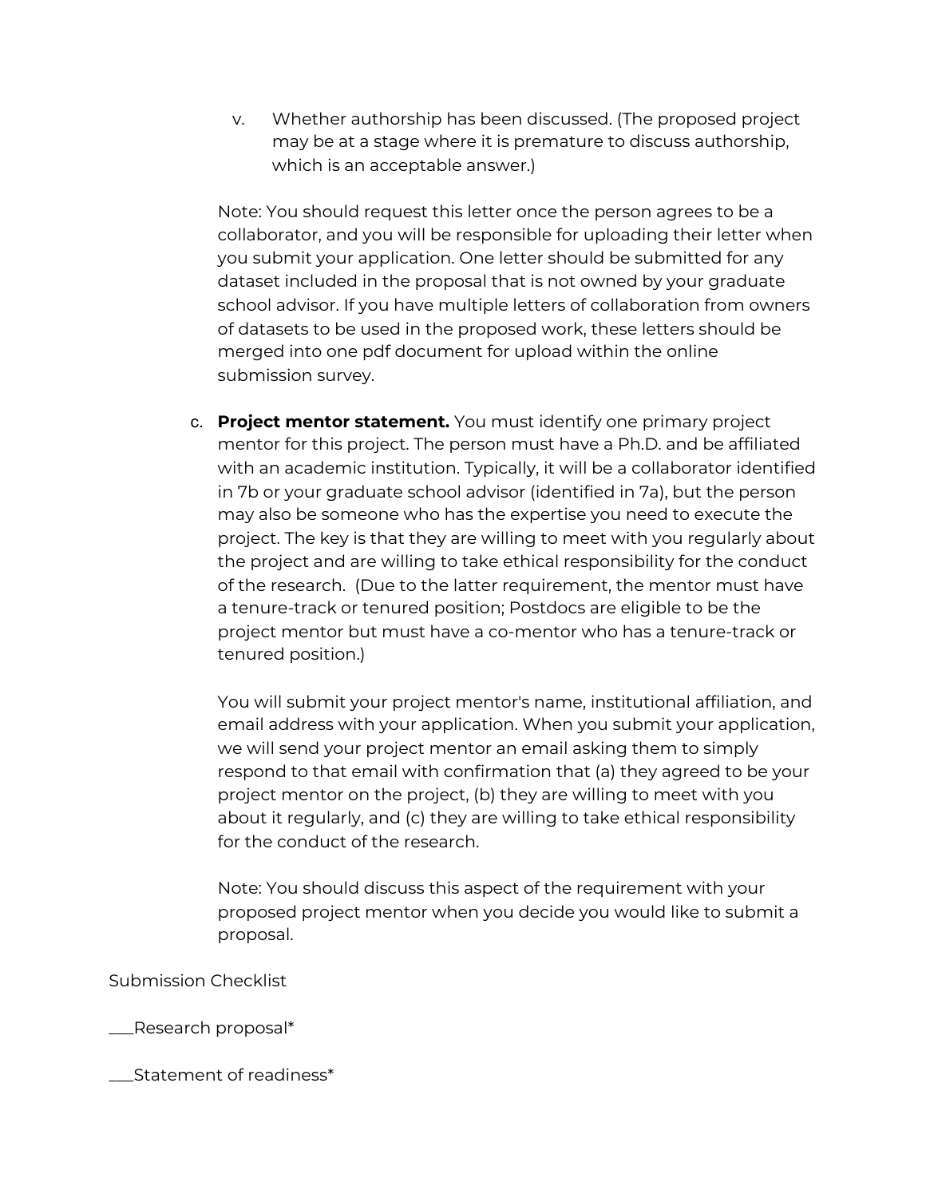v. Whether authorship has been discussed. (The proposed project may be at a stage where it is premature to discuss authorship, which is an acceptable answer.)

   Note: You should request this letter once the person agrees to be a collaborator, and you will be responsible for uploading their letter when you submit your application. One letter should be submitted for any dataset included in the proposal that is not owned by your graduate school advisor. If you have multiple letters of collaboration from owners of datasets to be used in the proposed work, these letters should be merged into one pdf document for upload within the online submission survey.

c. **Project mentor statement.** You must identify one primary project mentor for this project. The person must have a Ph.D. and be affiliated with an academic institution. Typically, it will be a collaborator identified in 7b or your graduate school advisor (identified in 7a), but the person may also be someone who has the expertise you need to execute the project. The key is that they are willing to meet with you regularly about the project and are willing to take ethical responsibility for the conduct of the research. (Due to the latter requirement, the mentor must have a tenure-track or tenured position; Postdocs are eligible to be the project mentor but must have a co-mentor who has a tenure-track or tenured position.)

   You will submit your project mentor's name, institutional affiliation, and email address with your application. When you submit your application, we will send your project mentor an email asking them to simply respond to that email with confirmation that (a) they agreed to be your project mentor on the project, (b) they are willing to meet with you about it regularly, and (c) they are willing to take ethical responsibility for the conduct of the research.

   Note: You should discuss this aspect of the requirement with your proposed project mentor when you decide you would like to submit a proposal.

Submission Checklist

___Research proposal*

___Statement of readiness*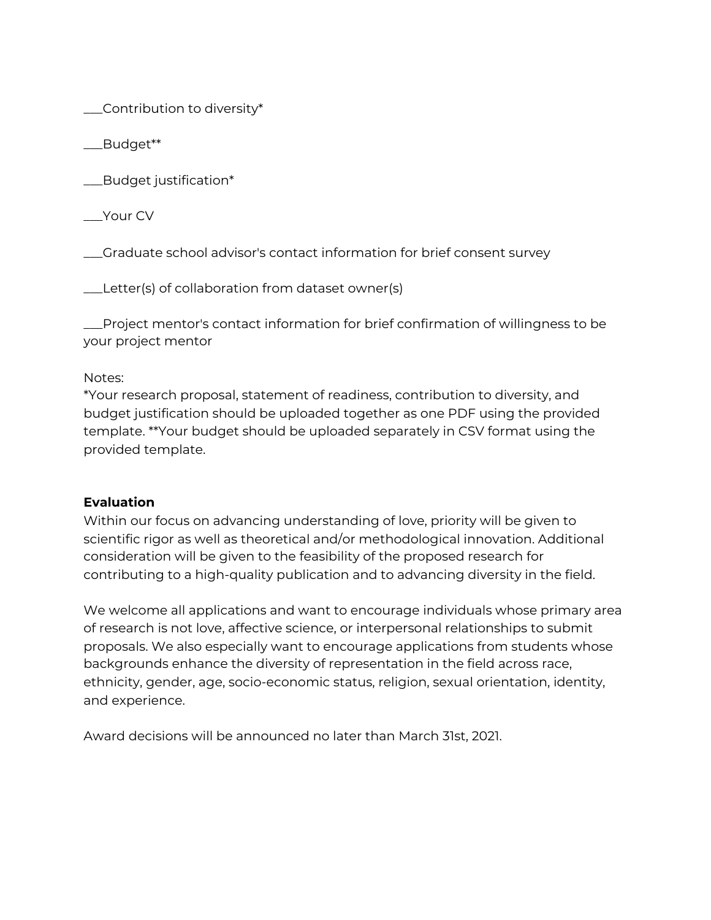___Contribution to diversity*

___Budget**

___Budget justification*

___Your CV

___Graduate school advisor's contact information for brief consent survey

___Letter(s) of collaboration from dataset owner(s)

___Project mentor's contact information for brief confirmation of willingness to be your project mentor

Notes:
*Your research proposal, statement of readiness, contribution to diversity, and budget justification should be uploaded together as one PDF using the provided template. **Your budget should be uploaded separately in CSV format using the provided template.

**Evaluation**
Within our focus on advancing understanding of love, priority will be given to scientific rigor as well as theoretical and/or methodological innovation. Additional consideration will be given to the feasibility of the proposed research for contributing to a high-quality publication and to advancing diversity in the field.

We welcome all applications and want to encourage individuals whose primary area of research is not love, affective science, or interpersonal relationships to submit proposals. We also especially want to encourage applications from students whose backgrounds enhance the diversity of representation in the field across race, ethnicity, gender, age, socio-economic status, religion, sexual orientation, identity, and experience.

Award decisions will be announced no later than March 31st, 2021.